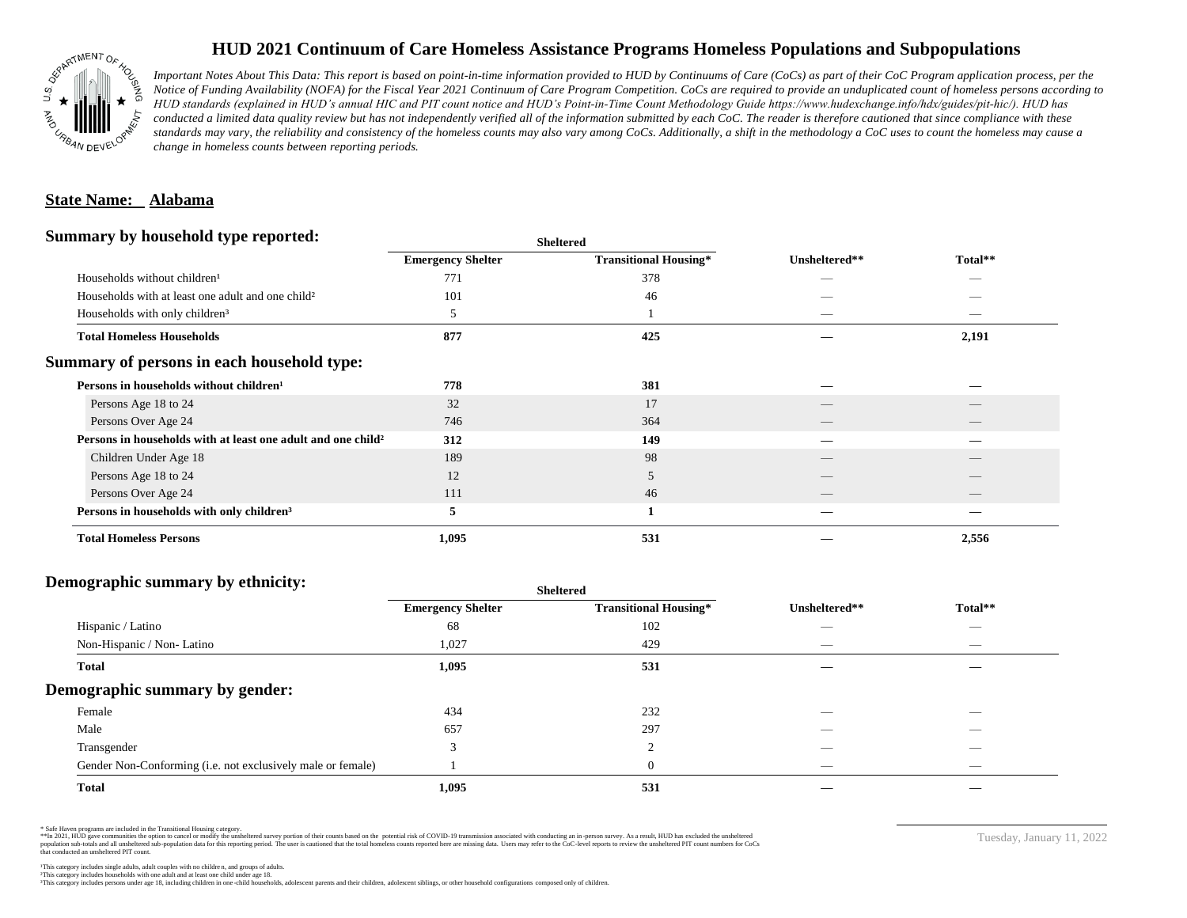# HUD 2021 Continuum of Care Homeless Assistance Programs Homeless Populations and Subpopulations

*Important Notes About This Data: This report is based on point-in-time information provided to HUD by Continuums of Care (CoCs) as part of their CoC Program application process, per the Notice of Funding Availability (NOFA) for the Fiscal Year 2021 Continuum of Care Program Competition. CoCs are required to provide an unduplicated count of homeless persons according to HUD standards (explained in HUD's annual HIC and PIT count notice and HUD's Point-in-Time Count Methodology Guide https://www.hudexchange.info/hdx/guides/pit-hic/). HUD has conducted a limited data quality review but has not independently verified all of the information submitted by each CoC. The reader is therefore cautioned that since compliance with these standards may vary, the reliability and consistency of the homeless counts may also vary among CoCs. Additionally, a shift in the methodology a CoC uses to count the homeless may cause a change in homeless counts between reporting periods.*

## State Name: Alabama

### Summary by household type reported:

| | Sheltered | | | |
|---|---|---|---|---|
| | Emergency Shelter | Transitional Housing* | Unsheltered** | Total** |
| Households without children¹ | 771 | 378 | — | — |
| Households with at least one adult and one child² | 101 | 46 | — | — |
| Households with only children³ | 5 | 1 | — | — |
| **Total Homeless Households** | **877** | **425** | **—** | **2,191** |

### Summary of persons in each household type:

| | Emergency Shelter | Transitional Housing* | Unsheltered** | Total** |
|---|---|---|---|---|
| **Persons in households without children¹** | **778** | **381** | **—** | **—** |
| Persons Age 18 to 24 | 32 | 17 | — | — |
| Persons Over Age 24 | 746 | 364 | — | — |
| **Persons in households with at least one adult and one child²** | **312** | **149** | **—** | **—** |
| Children Under Age 18 | 189 | 98 | — | — |
| Persons Age 18 to 24 | 12 | 5 | — | — |
| Persons Over Age 24 | 111 | 46 | — | — |
| **Persons in households with only children³** | **5** | **1** | **—** | **—** |
| **Total Homeless Persons** | **1,095** | **531** | **—** | **2,556** |

### Demographic summary by ethnicity:

| | Sheltered | | | |
|---|---|---|---|---|
| | Emergency Shelter | Transitional Housing* | Unsheltered** | Total** |
| Hispanic / Latino | 68 | 102 | — | — |
| Non-Hispanic / Non- Latino | 1,027 | 429 | — | — |
| **Total** | **1,095** | **531** | **—** | **—** |

### Demographic summary by gender:

| | Emergency Shelter | Transitional Housing* | Unsheltered** | Total** |
|---|---|---|---|---|
| Female | 434 | 232 | — | — |
| Male | 657 | 297 | — | — |
| Transgender | 3 | 2 | — | — |
| Gender Non-Conforming (i.e. not exclusively male or female) | 1 | 0 | — | — |
| **Total** | **1,095** | **531** | **—** | **—** |

\* Safe Haven programs are included in the Transitional Housing category.
\*\*In 2021, HUD gave communities the option to cancel or modify the unsheltered survey portion of their counts based on the potential risk of COVID-19 transmission associated with conducting an in-person survey. As a result, HUD has excluded the unsheltered population sub-totals and all unsheltered sub-population data for this reporting period. The user is cautioned that the total homeless counts reported here are missing data. Users may refer to the CoC-level reports to review the unsheltered PIT count numbers for CoCs that conducted an unsheltered PIT count.

¹This category includes single adults, adult couples with no children, and groups of adults.
²This category includes households with one adult and at least one child under age 18.
³This category includes persons under age 18, including children in one-child households, adolescent parents and their children, adolescent siblings, or other household configurations composed only of children.

Tuesday, January 11, 2022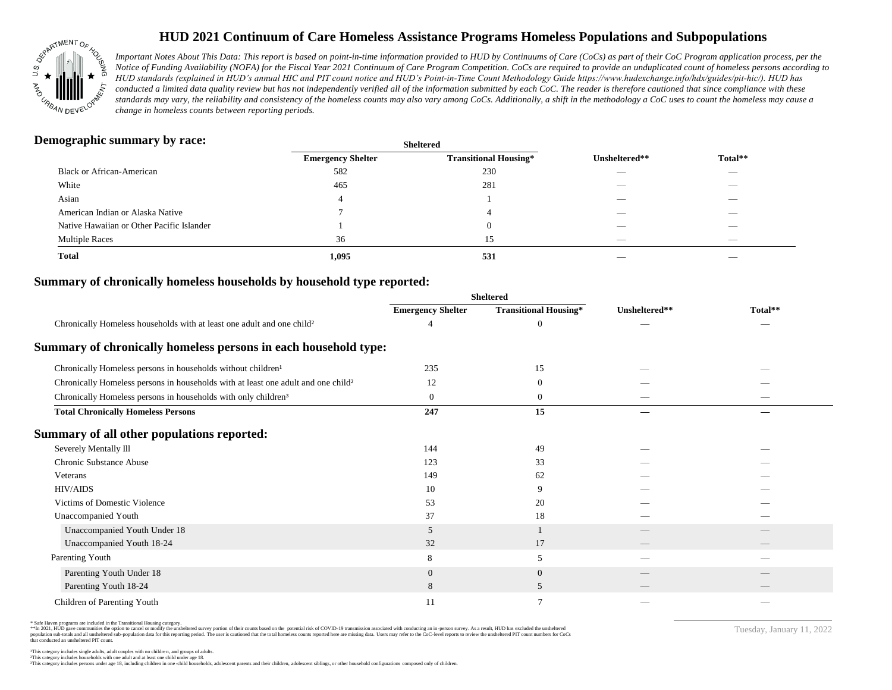# HUD 2021 Continuum of Care Homeless Assistance Programs Homeless Populations and Subpopulations

*Important Notes About This Data: This report is based on point-in-time information provided to HUD by Continuums of Care (CoCs) as part of their CoC Program application process, per the Notice of Funding Availability (NOFA) for the Fiscal Year 2021 Continuum of Care Program Competition. CoCs are required to provide an unduplicated count of homeless persons according to HUD standards (explained in HUD's annual HIC and PIT count notice and HUD's Point-in-Time Count Methodology Guide https://www.hudexchange.info/hdx/guides/pit-hic/). HUD has conducted a limited data quality review but has not independently verified all of the information submitted by each CoC. The reader is therefore cautioned that since compliance with these standards may vary, the reliability and consistency of the homeless counts may also vary among CoCs. Additionally, a shift in the methodology a CoC uses to count the homeless may cause a change in homeless counts between reporting periods.*

## Demographic summary by race:

| | Sheltered | | | |
|---|---|---|---|---|
| | Emergency Shelter | Transitional Housing* | Unsheltered** | Total** |
| Black or African-American | 582 | 230 | — | — |
| White | 465 | 281 | — | — |
| Asian | 4 | 1 | — | — |
| American Indian or Alaska Native | 7 | 4 | — | — |
| Native Hawaiian or Other Pacific Islander | 1 | 0 | — | — |
| Multiple Races | 36 | 15 | — | — |
| **Total** | **1,095** | **531** | **—** | **—** |

## Summary of chronically homeless households by household type reported:

| | Sheltered | | | |
|---|---|---|---|---|
| | Emergency Shelter | Transitional Housing* | Unsheltered** | Total** |
| Chronically Homeless households with at least one adult and one child² | 4 | 0 | — | — |

## Summary of chronically homeless persons in each household type:

| | Emergency Shelter | Transitional Housing* | Unsheltered** | Total** |
|---|---|---|---|---|
| Chronically Homeless persons in households without children¹ | 235 | 15 | — | — |
| Chronically Homeless persons in households with at least one adult and one child² | 12 | 0 | — | — |
| Chronically Homeless persons in households with only children³ | 0 | 0 | — | — |
| **Total Chronically Homeless Persons** | **247** | **15** | **—** | **—** |

## Summary of all other populations reported:

| | Emergency Shelter | Transitional Housing* | Unsheltered** | Total** |
|---|---|---|---|---|
| Severely Mentally Ill | 144 | 49 | — | — |
| Chronic Substance Abuse | 123 | 33 | — | — |
| Veterans | 149 | 62 | — | — |
| HIV/AIDS | 10 | 9 | — | — |
| Victims of Domestic Violence | 53 | 20 | — | — |
| Unaccompanied Youth | 37 | 18 | — | — |
| Unaccompanied Youth Under 18 | 5 | 1 | — | — |
| Unaccompanied Youth 18-24 | 32 | 17 | — | — |
| Parenting Youth | 8 | 5 | — | — |
| Parenting Youth Under 18 | 0 | 0 | — | — |
| Parenting Youth 18-24 | 8 | 5 | — | — |
| Children of Parenting Youth | 11 | 7 | — | — |

\* Safe Haven programs are included in the Transitional Housing category.
\*\*In 2021, HUD gave communities the option to cancel or modify the unsheltered survey portion of their counts based on the potential risk of COVID-19 transmission associated with conducting an in-person survey. As a result, HUD has excluded the unsheltered population sub-totals and all unsheltered sub-population data for this reporting period. The user is cautioned that the total homeless counts reported here are missing data. Users may refer to the CoC-level reports to review the unsheltered PIT count numbers for CoCs that conducted an unsheltered PIT count.

¹This category includes single adults, adult couples with no children, and groups of adults.
²This category includes households with one adult and at least one child under age 18.
³This category includes persons under age 18, including children in one-child households, adolescent parents and their children, adolescent siblings, or other household configurations composed only of children.

Tuesday, January 11, 2022